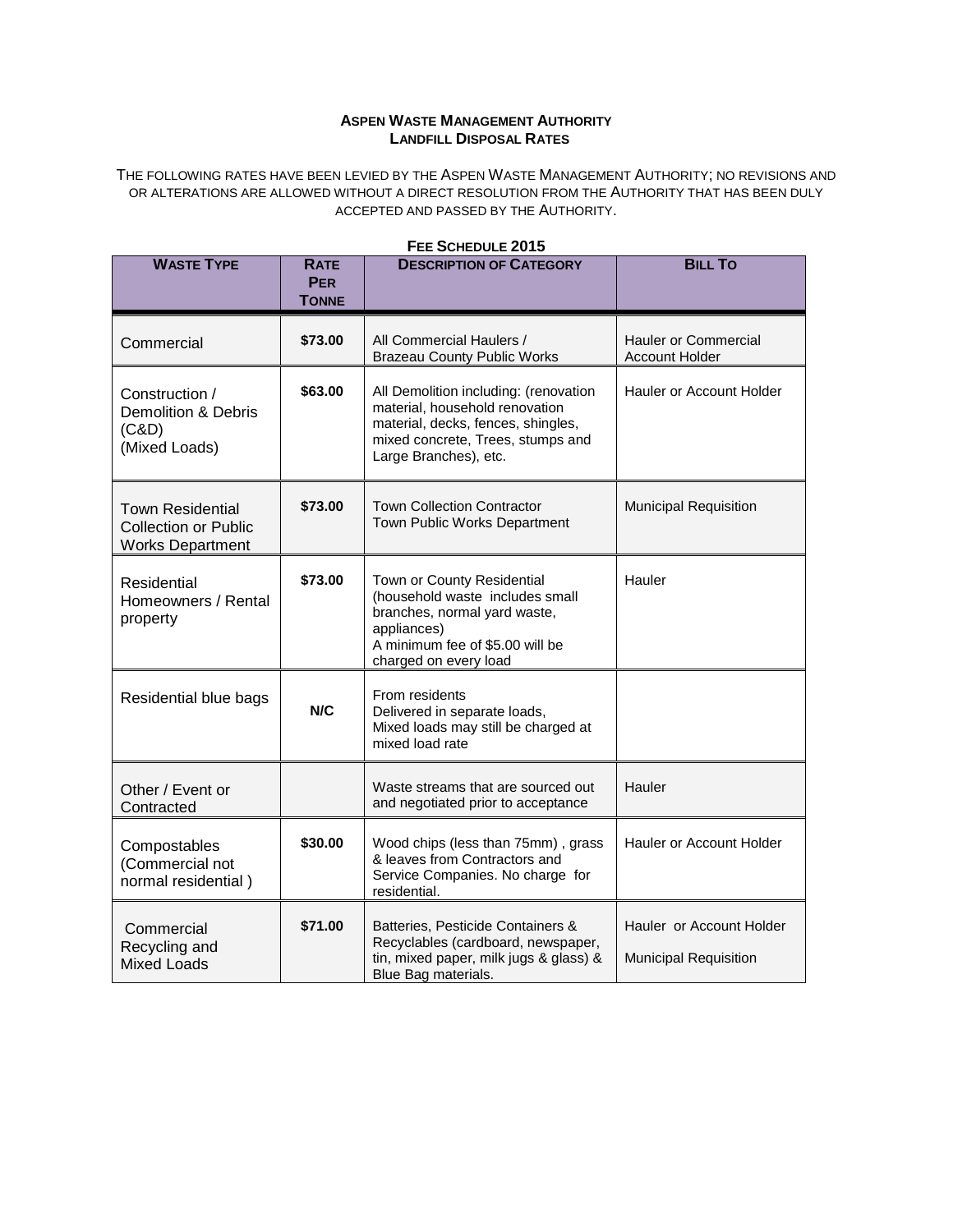# Aspen Waste Management Authority
## Landfill Disposal Rates

THE FOLLOWING RATES HAVE BEEN LEVIED BY THE ASPEN WASTE MANAGEMENT AUTHORITY; NO REVISIONS AND OR ALTERATIONS ARE ALLOWED WITHOUT A DIRECT RESOLUTION FROM THE AUTHORITY THAT HAS BEEN DULY ACCEPTED AND PASSED BY THE AUTHORITY.

**FEE SCHEDULE 2015**

| WASTE TYPE | RATE PER TONNE | DESCRIPTION OF CATEGORY | BILL TO |
|---|---|---|---|
| Commercial | $73.00 | All Commercial Haulers / Brazeau County Public Works | Hauler or Commercial Account Holder |
| Construction / Demolition & Debris (C&D) (Mixed Loads) | $63.00 | All Demolition including: (renovation material, household renovation material, decks, fences, shingles, mixed concrete, Trees, stumps and Large Branches), etc. | Hauler or Account Holder |
| Town Residential Collection or Public Works Department | $73.00 | Town Collection Contractor Town Public Works Department | Municipal Requisition |
| Residential Homeowners / Rental property | $73.00 | Town or County Residential (household waste includes small branches, normal yard waste, appliances) A minimum fee of $5.00 will be charged on every load | Hauler |
| Residential blue bags | N/C | From residents Delivered in separate loads, Mixed loads may still be charged at mixed load rate | |
| Other / Event or Contracted | | Waste streams that are sourced out and negotiated prior to acceptance | Hauler |
| Compostables (Commercial not normal residential ) | $30.00 | Wood chips (less than 75mm) , grass & leaves from Contractors and Service Companies. No charge for residential. | Hauler or Account Holder |
| Commercial Recycling and Mixed Loads | $71.00 | Batteries, Pesticide Containers & Recyclables (cardboard, newspaper, tin, mixed paper, milk jugs & glass) & Blue Bag materials. | Hauler or Account Holder Municipal Requisition |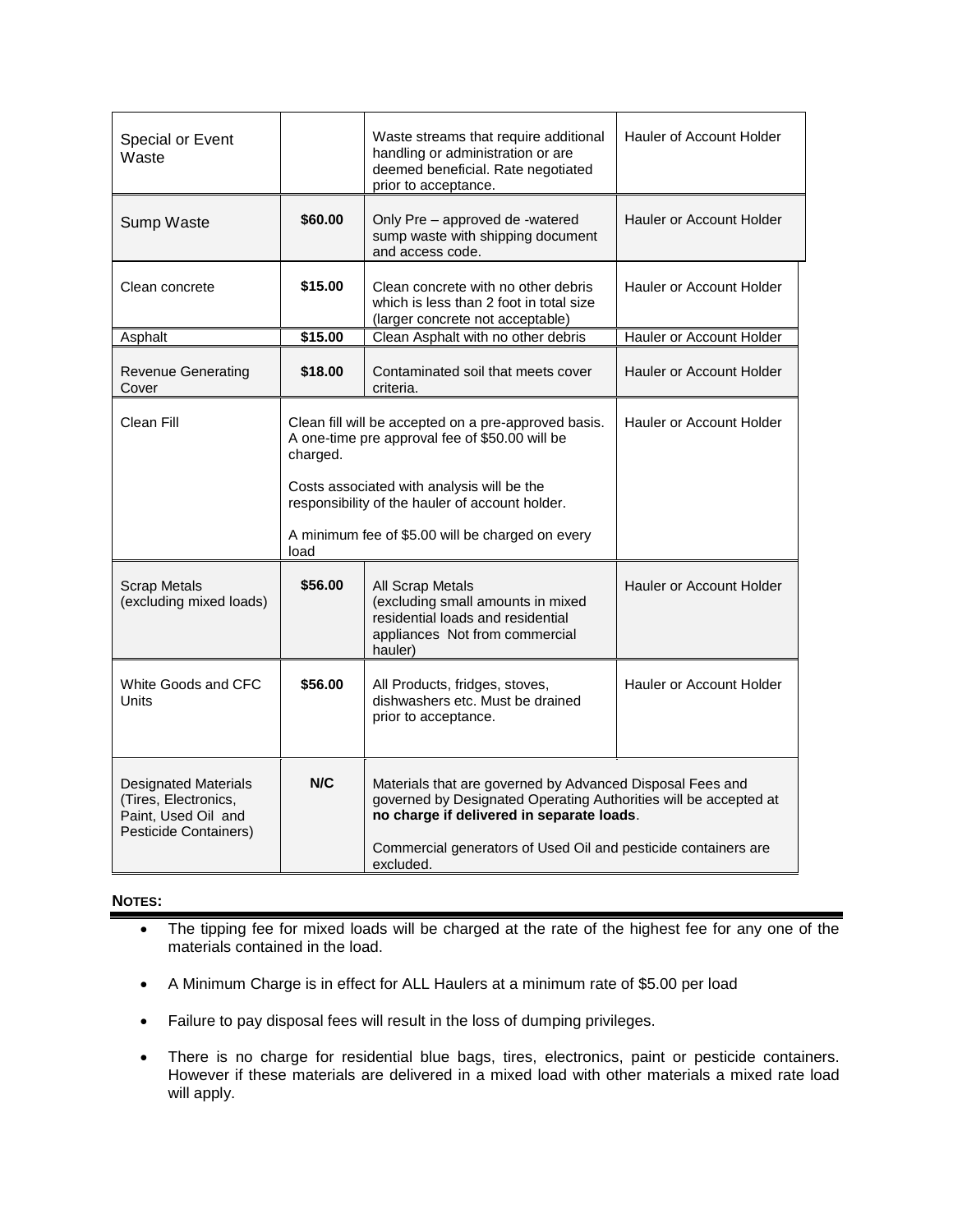| | | | |
|---|---|---|---|
| Special or Event Waste | | Waste streams that require additional handling or administration or are deemed beneficial. Rate negotiated prior to acceptance. | Hauler of Account Holder |
| Sump Waste | **$60.00** | Only Pre – approved de -watered sump waste with shipping document and access code. | Hauler or Account Holder |
| Clean concrete | **$15.00** | Clean concrete with no other debris which is less than 2 foot in total size (larger concrete not acceptable) | Hauler or Account Holder |
| Asphalt | **$15.00** | Clean Asphalt with no other debris | Hauler or Account Holder |
| Revenue Generating Cover | **$18.00** | Contaminated soil that meets cover criteria. | Hauler or Account Holder |
| Clean Fill | Clean fill will be accepted on a pre-approved basis. A one-time pre approval fee of $50.00 will be charged.<br><br>Costs associated with analysis will be the responsibility of the hauler of account holder.<br><br>A minimum fee of $5.00 will be charged on every load | | Hauler or Account Holder |
| Scrap Metals (excluding mixed loads) | **$56.00** | All Scrap Metals (excluding small amounts in mixed residential loads and residential appliances Not from commercial hauler) | Hauler or Account Holder |
| White Goods and CFC Units | **$56.00** | All Products, fridges, stoves, dishwashers etc. Must be drained prior to acceptance. | Hauler or Account Holder |
| Designated Materials (Tires, Electronics, Paint, Used Oil and Pesticide Containers) | **N/C** | Materials that are governed by Advanced Disposal Fees and governed by Designated Operating Authorities will be accepted at **no charge if delivered in separate loads**.<br><br>Commercial generators of Used Oil and pesticide containers are excluded. | |

**NOTES:**

- The tipping fee for mixed loads will be charged at the rate of the highest fee for any one of the materials contained in the load.
- A Minimum Charge is in effect for ALL Haulers at a minimum rate of $5.00 per load
- Failure to pay disposal fees will result in the loss of dumping privileges.
- There is no charge for residential blue bags, tires, electronics, paint or pesticide containers. However if these materials are delivered in a mixed load with other materials a mixed rate load will apply.